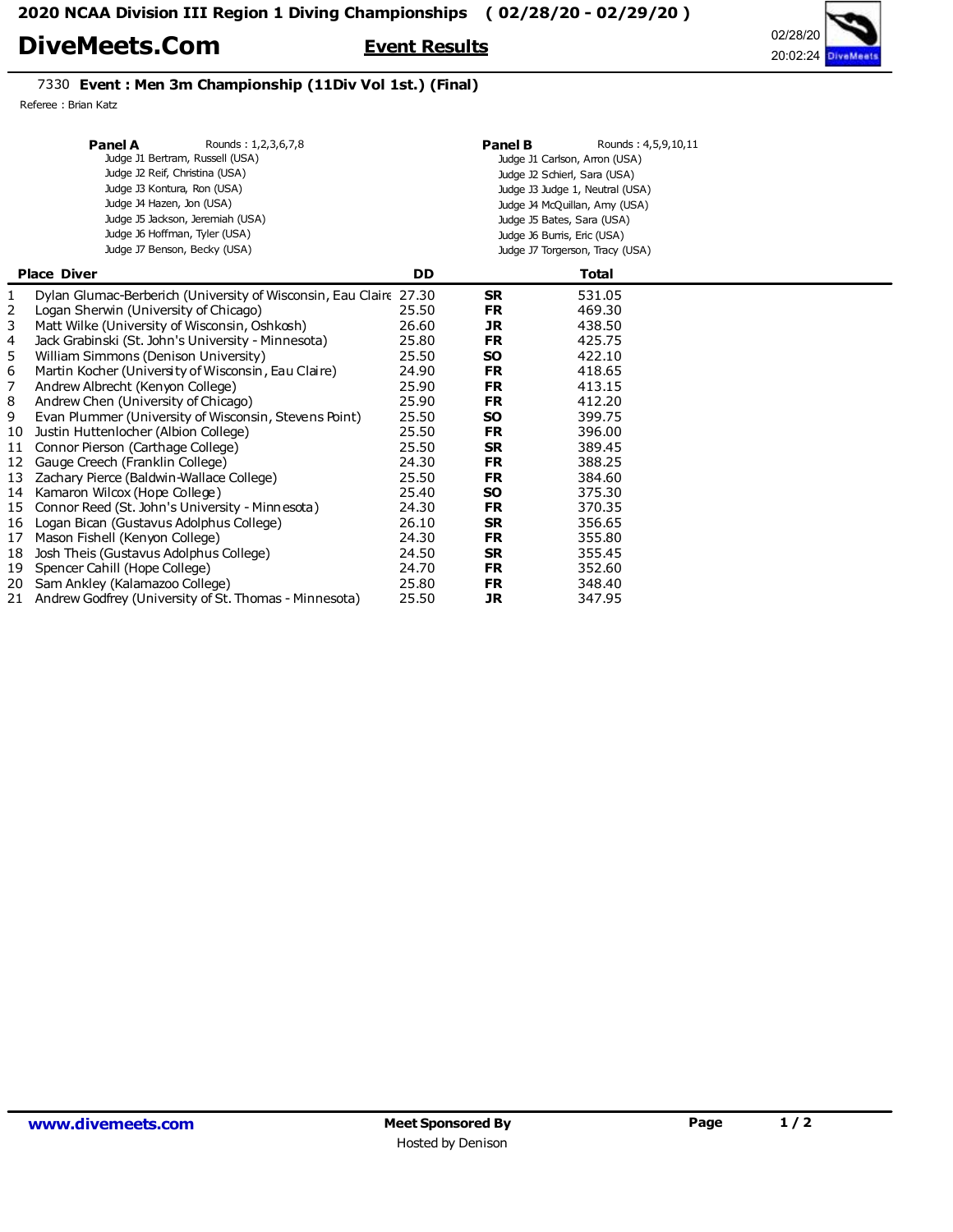# 2020 NCAA Division III Region 1 Diving Championships ( 02/28/20 - 02/29/20 )

## DiveMeets.Com

**Event Results**

02/28/20
20:02:24

7330 **Event : Men 3m Championship (11Div Vol 1st.) (Final)**

Referee : Brian Katz

**Panel A** Rounds : 1,2,3,6,7,8

- Judge J1 Bertram, Russell (USA)
- Judge J2 Reif, Christina (USA)
- Judge J3 Kontura, Ron (USA)
- Judge J4 Hazen, Jon (USA)
- Judge J5 Jackson, Jeremiah (USA)
- Judge J6 Hoffman, Tyler (USA)
- Judge J7 Benson, Becky (USA)

**Panel B** Rounds : 4,5,9,10,11

- Judge J1 Carlson, Arron (USA)
- Judge J2 Schierl, Sara (USA)
- Judge J3 Judge 1, Neutral (USA)
- Judge J4 McQuillan, Amy (USA)
- Judge J5 Bates, Sara (USA)
- Judge J6 Burris, Eric (USA)
- Judge J7 Torgerson, Tracy (USA)

| Place | Diver | DD | | Total |
|---|---|---|---|---|
| 1 | Dylan Glumac-Berberich (University of Wisconsin, Eau Claire | 27.30 | **SR** | 531.05 |
| 2 | Logan Sherwin (University of Chicago) | 25.50 | **FR** | 469.30 |
| 3 | Matt Wilke (University of Wisconsin, Oshkosh) | 26.60 | **JR** | 438.50 |
| 4 | Jack Grabinski (St. John's University - Minnesota) | 25.80 | **FR** | 425.75 |
| 5 | William Simmons (Denison University) | 25.50 | **SO** | 422.10 |
| 6 | Martin Kocher (University of Wisconsin, Eau Claire) | 24.90 | **FR** | 418.65 |
| 7 | Andrew Albrecht (Kenyon College) | 25.90 | **FR** | 413.15 |
| 8 | Andrew Chen (University of Chicago) | 25.90 | **FR** | 412.20 |
| 9 | Evan Plummer (University of Wisconsin, Stevens Point) | 25.50 | **SO** | 399.75 |
| 10 | Justin Huttenlocher (Albion College) | 25.50 | **FR** | 396.00 |
| 11 | Connor Pierson (Carthage College) | 25.50 | **SR** | 389.45 |
| 12 | Gauge Creech (Franklin College) | 24.30 | **FR** | 388.25 |
| 13 | Zachary Pierce (Baldwin-Wallace College) | 25.50 | **FR** | 384.60 |
| 14 | Kamaron Wilcox (Hope College) | 25.40 | **SO** | 375.30 |
| 15 | Connor Reed (St. John's University - Minnesota) | 24.30 | **FR** | 370.35 |
| 16 | Logan Bican (Gustavus Adolphus College) | 26.10 | **SR** | 356.65 |
| 17 | Mason Fishell (Kenyon College) | 24.30 | **FR** | 355.80 |
| 18 | Josh Theis (Gustavus Adolphus College) | 24.50 | **SR** | 355.45 |
| 19 | Spencer Cahill (Hope College) | 24.70 | **FR** | 352.60 |
| 20 | Sam Ankley (Kalamazoo College) | 25.80 | **FR** | 348.40 |
| 21 | Andrew Godfrey (University of St. Thomas - Minnesota) | 25.50 | **JR** | 347.95 |

www.divemeets.com

Meet Sponsored By
Hosted by Denison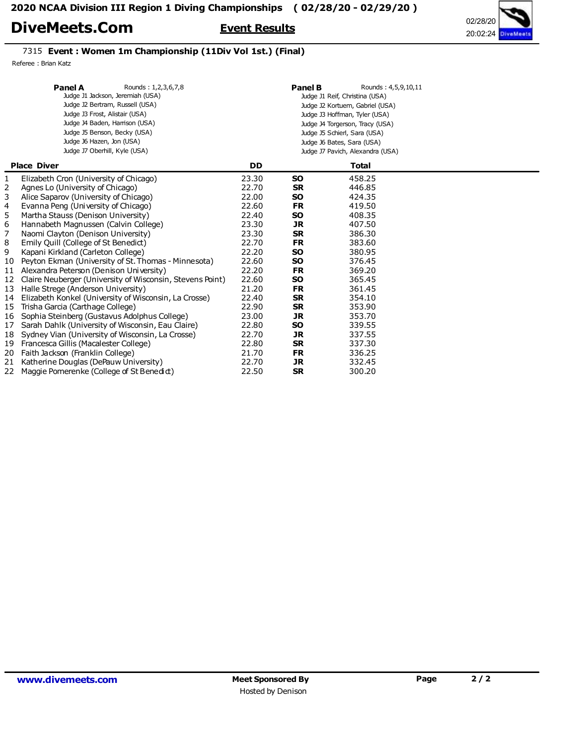# 2020 NCAA Division III Region 1 Diving Championships ( 02/28/20 - 02/29/20 )

## DiveMeets.Com

**Event Results**

02/28/20
20:02:24

7315 **Event : Women 1m Championship (11Div Vol 1st.) (Final)**

Referee : Brian Katz

**Panel A** Rounds : 1,2,3,6,7,8

Judge J1 Jackson, Jeremiah (USA)
Judge J2 Bertram, Russell (USA)
Judge J3 Frost, Alistair (USA)
Judge J4 Baden, Harrison (USA)
Judge J5 Benson, Becky (USA)
Judge J6 Hazen, Jon (USA)
Judge J7 Oberhill, Kyle (USA)

**Panel B** Rounds : 4,5,9,10,11

Judge J1 Reif, Christina (USA)
Judge J2 Kortuem, Gabriel (USA)
Judge J3 Hoffman, Tyler (USA)
Judge J4 Torgerson, Tracy (USA)
Judge J5 Schierl, Sara (USA)
Judge J6 Bates, Sara (USA)
Judge J7 Pavich, Alexandra (USA)

| Place | Diver | DD | | Total |
|---|---|---|---|---|
| 1 | Elizabeth Cron (University of Chicago) | 23.30 | **SO** | 458.25 |
| 2 | Agnes Lo (University of Chicago) | 22.70 | **SR** | 446.85 |
| 3 | Alice Saparov (University of Chicago) | 22.00 | **SO** | 424.35 |
| 4 | Evanna Peng (University of Chicago) | 22.60 | **FR** | 419.50 |
| 5 | Martha Stauss (Denison University) | 22.40 | **SO** | 408.35 |
| 6 | Hannabeth Magnussen (Calvin College) | 23.30 | **JR** | 407.50 |
| 7 | Naomi Clayton (Denison University) | 23.30 | **SR** | 386.30 |
| 8 | Emily Quill (College of St Benedict) | 22.70 | **FR** | 383.60 |
| 9 | Kapani Kirkland (Carleton College) | 22.20 | **SO** | 380.95 |
| 10 | Peyton Ekman (University of St. Thomas - Minnesota) | 22.60 | **SO** | 376.45 |
| 11 | Alexandra Peterson (Denison University) | 22.20 | **FR** | 369.20 |
| 12 | Claire Neuberger (University of Wisconsin, Stevens Point) | 22.60 | **SO** | 365.45 |
| 13 | Halle Strege (Anderson University) | 21.20 | **FR** | 361.45 |
| 14 | Elizabeth Konkel (University of Wisconsin, La Crosse) | 22.40 | **SR** | 354.10 |
| 15 | Trisha Garcia (Carthage College) | 22.90 | **SR** | 353.90 |
| 16 | Sophia Steinberg (Gustavus Adolphus College) | 23.00 | **JR** | 353.70 |
| 17 | Sarah Dahlk (University of Wisconsin, Eau Claire) | 22.80 | **SO** | 339.55 |
| 18 | Sydney Vian (University of Wisconsin, La Crosse) | 22.70 | **JR** | 337.55 |
| 19 | Francesca Gillis (Macalester College) | 22.80 | **SR** | 337.30 |
| 20 | Faith Jackson (Franklin College) | 21.70 | **FR** | 336.25 |
| 21 | Katherine Douglas (DePauw University) | 22.70 | **JR** | 332.45 |
| 22 | Maggie Pomerenke (College of St Benedict) | 22.50 | **SR** | 300.20 |

www.divemeets.com

**Meet Sponsored By**
Hosted by Denison